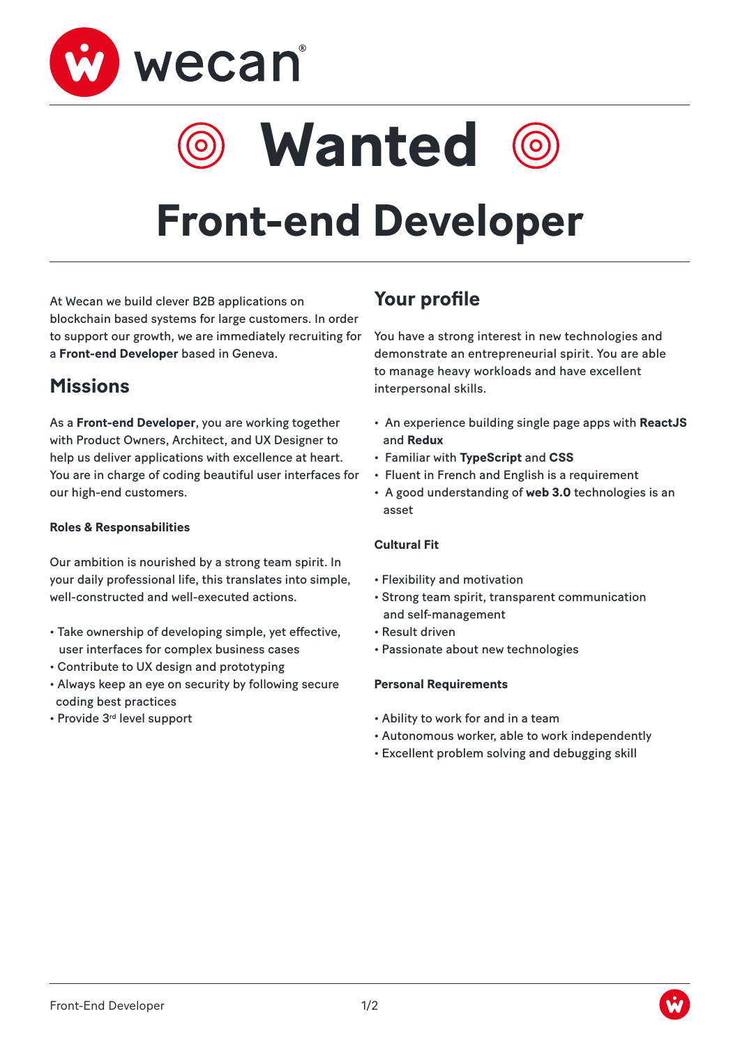wecan®

# Wanted

# Front-end Developer

At Wecan we build clever B2B applications on blockchain based systems for large customers. In order to support our growth, we are immediately recruiting for a **Front-end Developer** based in Geneva.

## Missions

As a **Front-end Developer**, you are working together with Product Owners, Architect, and UX Designer to help us deliver applications with excellence at heart. You are in charge of coding beautiful user interfaces for our high-end customers.

**Roles & Responsabilities**

Our ambition is nourished by a strong team spirit. In your daily professional life, this translates into simple, well-constructed and well-executed actions.

- Take ownership of developing simple, yet effective, user interfaces for complex business cases
- Contribute to UX design and prototyping
- Always keep an eye on security by following secure coding best practices
- Provide 3rd level support

## Your profile

You have a strong interest in new technologies and demonstrate an entrepreneurial spirit. You are able to manage heavy workloads and have excellent interpersonal skills.

- An experience building single page apps with **ReactJS** and **Redux**
- Familiar with **TypeScript** and **CSS**
- Fluent in French and English is a requirement
- A good understanding of **web 3.0** technologies is an asset

**Cultural Fit**

- Flexibility and motivation
- Strong team spirit, transparent communication and self-management
- Result driven
- Passionate about new technologies

**Personal Requirements**

- Ability to work for and in a team
- Autonomous worker, able to work independently
- Excellent problem solving and debugging skill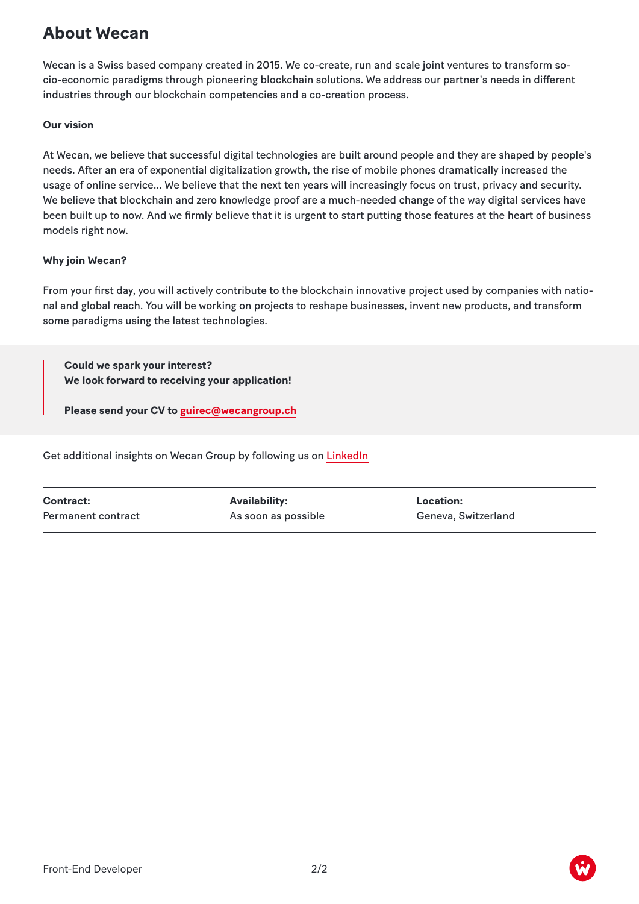## About Wecan

Wecan is a Swiss based company created in 2015. We co-create, run and scale joint ventures to transform socio-economic paradigms through pioneering blockchain solutions. We address our partner's needs in different industries through our blockchain competencies and a co-creation process.

**Our vision**

At Wecan, we believe that successful digital technologies are built around people and they are shaped by people's needs. After an era of exponential digitalization growth, the rise of mobile phones dramatically increased the usage of online service... We believe that the next ten years will increasingly focus on trust, privacy and security. We believe that blockchain and zero knowledge proof are a much-needed change of the way digital services have been built up to now. And we firmly believe that it is urgent to start putting those features at the heart of business models right now.

**Why join Wecan?**

From your first day, you will actively contribute to the blockchain innovative project used by companies with national and global reach. You will be working on projects to reshape businesses, invent new products, and transform some paradigms using the latest technologies.

> **Could we spark your interest?**
> **We look forward to receiving your application!**
>
> **Please send your CV to guirec@wecangroup.ch**

Get additional insights on Wecan Group by following us on LinkedIn

| Contract: | Availability: | Location: |
|---|---|---|
| Permanent contract | As soon as possible | Geneva, Switzerland |